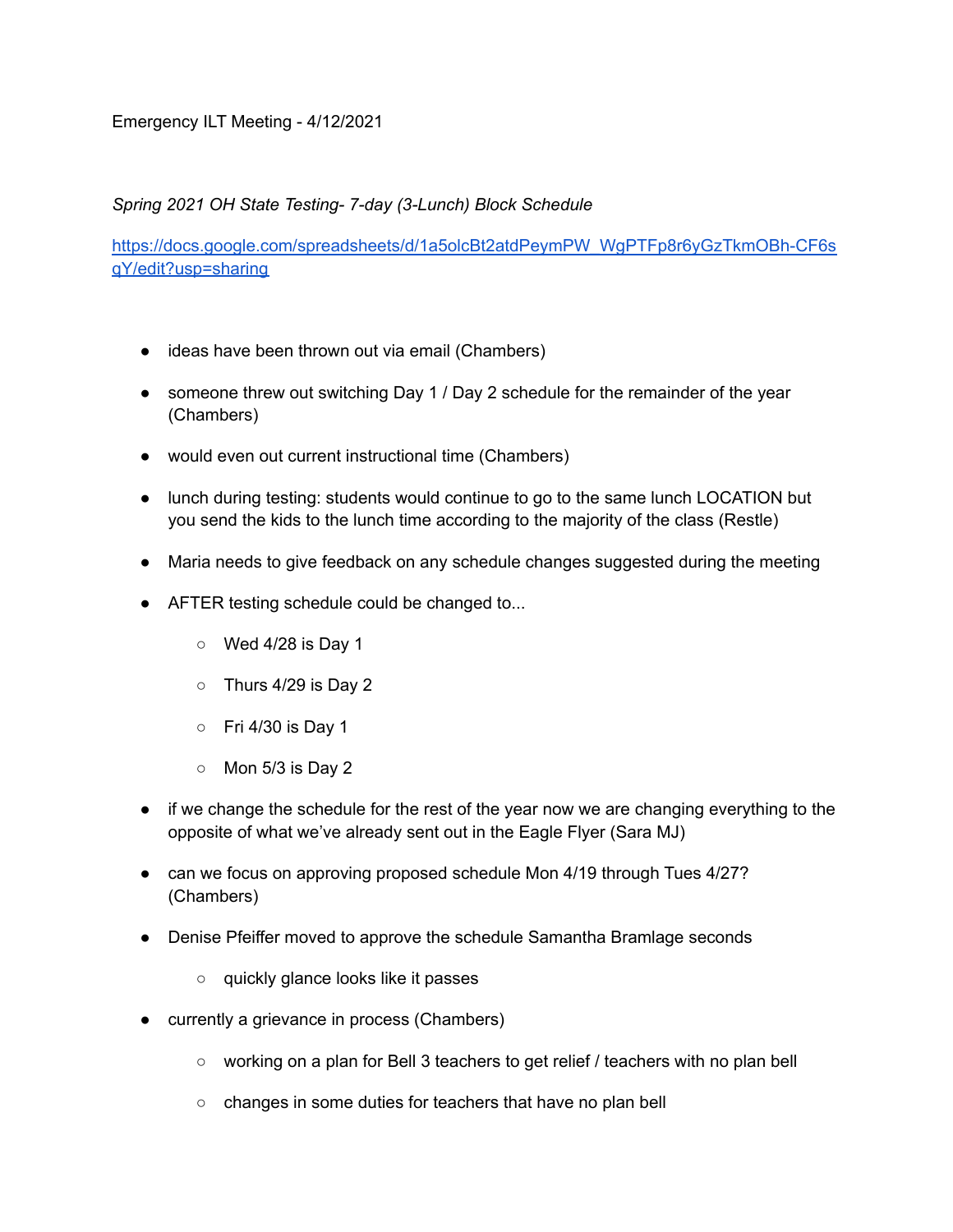Emergency ILT Meeting - 4/12/2021

*Spring 2021 OH State Testing- 7-day (3-Lunch) Block Schedule*

[https://docs.google.com/spreadsheets/d/1a5olcBt2atdPeymPW_WgPTFp8r6yGzTkmOBh-CF6sqY/edit?usp=sharing](https://docs.google.com/spreadsheets/d/1a5olcBt2atdPeymPW_WgPTFp8r6yGzTkmOBh-CF6sqY/edit?usp=sharing)

- ideas have been thrown out via email (Chambers)
- someone threw out switching Day 1 / Day 2 schedule for the remainder of the year (Chambers)
- would even out current instructional time (Chambers)
- lunch during testing: students would continue to go to the same lunch LOCATION but you send the kids to the lunch time according to the majority of the class (Restle)
- Maria needs to give feedback on any schedule changes suggested during the meeting
- AFTER testing schedule could be changed to...
  - Wed 4/28 is Day 1
  - Thurs 4/29 is Day 2
  - Fri 4/30 is Day 1
  - Mon 5/3 is Day 2
- if we change the schedule for the rest of the year now we are changing everything to the opposite of what we've already sent out in the Eagle Flyer (Sara MJ)
- can we focus on approving proposed schedule Mon 4/19 through Tues 4/27? (Chambers)
- Denise Pfeiffer moved to approve the schedule Samantha Bramlage seconds
  - quickly glance looks like it passes
- currently a grievance in process (Chambers)
  - working on a plan for Bell 3 teachers to get relief / teachers with no plan bell
  - changes in some duties for teachers that have no plan bell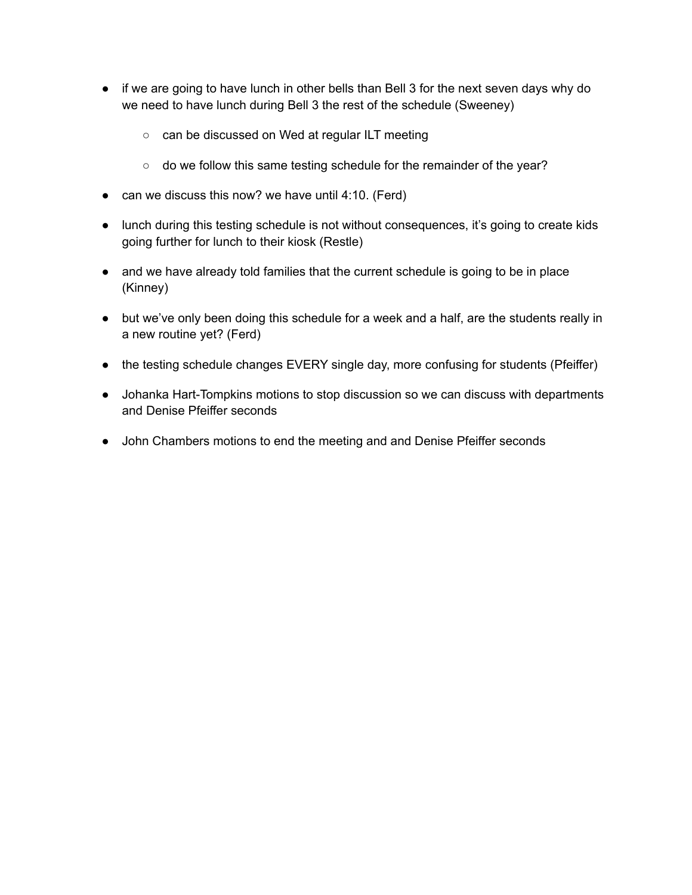- if we are going to have lunch in other bells than Bell 3 for the next seven days why do we need to have lunch during Bell 3 the rest of the schedule (Sweeney)
    - can be discussed on Wed at regular ILT meeting
    - do we follow this same testing schedule for the remainder of the year?
- can we discuss this now? we have until 4:10. (Ferd)
- lunch during this testing schedule is not without consequences, it's going to create kids going further for lunch to their kiosk (Restle)
- and we have already told families that the current schedule is going to be in place (Kinney)
- but we've only been doing this schedule for a week and a half, are the students really in a new routine yet? (Ferd)
- the testing schedule changes EVERY single day, more confusing for students (Pfeiffer)
- Johanka Hart-Tompkins motions to stop discussion so we can discuss with departments and Denise Pfeiffer seconds
- John Chambers motions to end the meeting and and Denise Pfeiffer seconds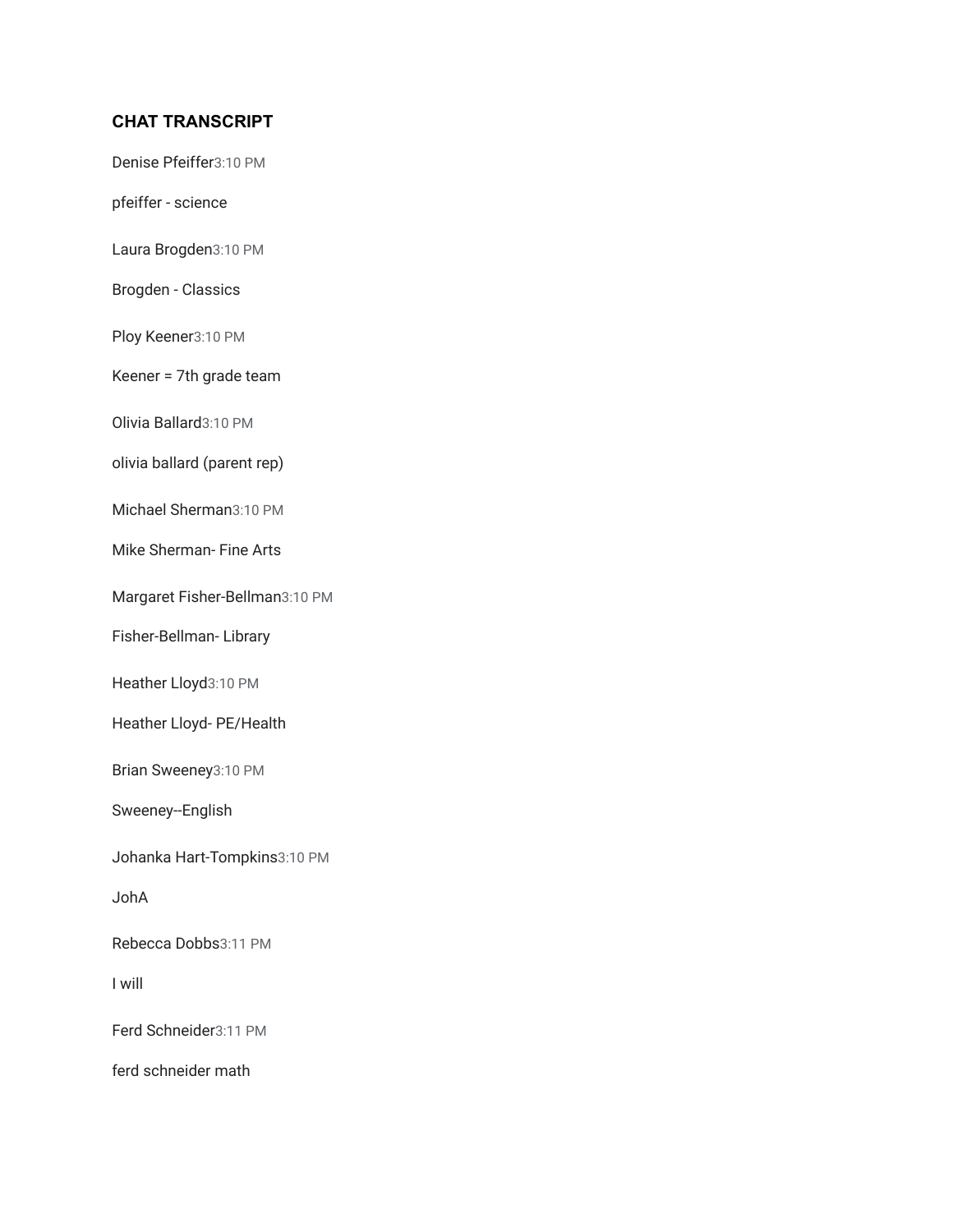**CHAT TRANSCRIPT**

Denise Pfeiffer3:10 PM

pfeiffer - science

Laura Brogden3:10 PM

Brogden - Classics

Ploy Keener3:10 PM

Keener = 7th grade team

Olivia Ballard3:10 PM

olivia ballard (parent rep)

Michael Sherman3:10 PM

Mike Sherman- Fine Arts

Margaret Fisher-Bellman3:10 PM

Fisher-Bellman- Library

Heather Lloyd3:10 PM

Heather Lloyd- PE/Health

Brian Sweeney3:10 PM

Sweeney--English

Johanka Hart-Tompkins3:10 PM

JohA

Rebecca Dobbs3:11 PM

I will

Ferd Schneider3:11 PM

ferd schneider math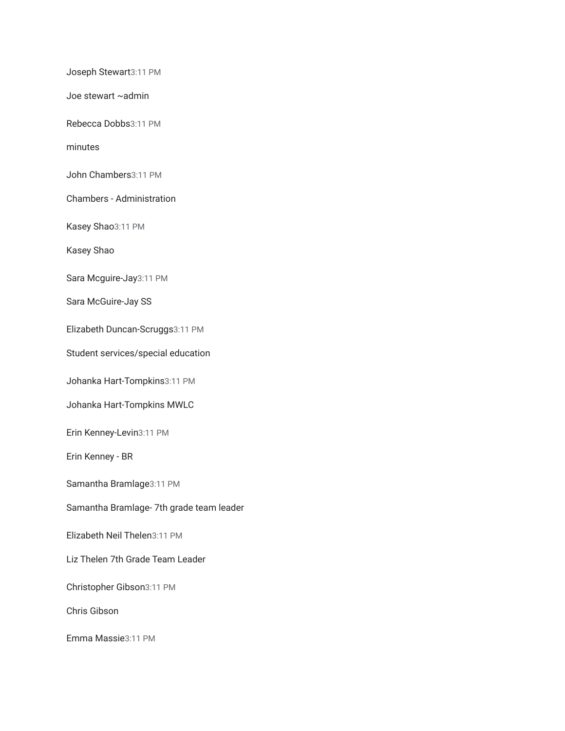Joseph Stewart3:11 PM

Joe stewart ~admin

Rebecca Dobbs3:11 PM

minutes

John Chambers3:11 PM

Chambers - Administration

Kasey Shao3:11 PM

Kasey Shao

Sara Mcguire-Jay3:11 PM

Sara McGuire-Jay SS

Elizabeth Duncan-Scruggs3:11 PM

Student services/special education

Johanka Hart-Tompkins3:11 PM

Johanka Hart-Tompkins MWLC

Erin Kenney-Levin3:11 PM

Erin Kenney - BR

Samantha Bramlage3:11 PM

Samantha Bramlage- 7th grade team leader

Elizabeth Neil Thelen3:11 PM

Liz Thelen 7th Grade Team Leader

Christopher Gibson3:11 PM

Chris Gibson

Emma Massie3:11 PM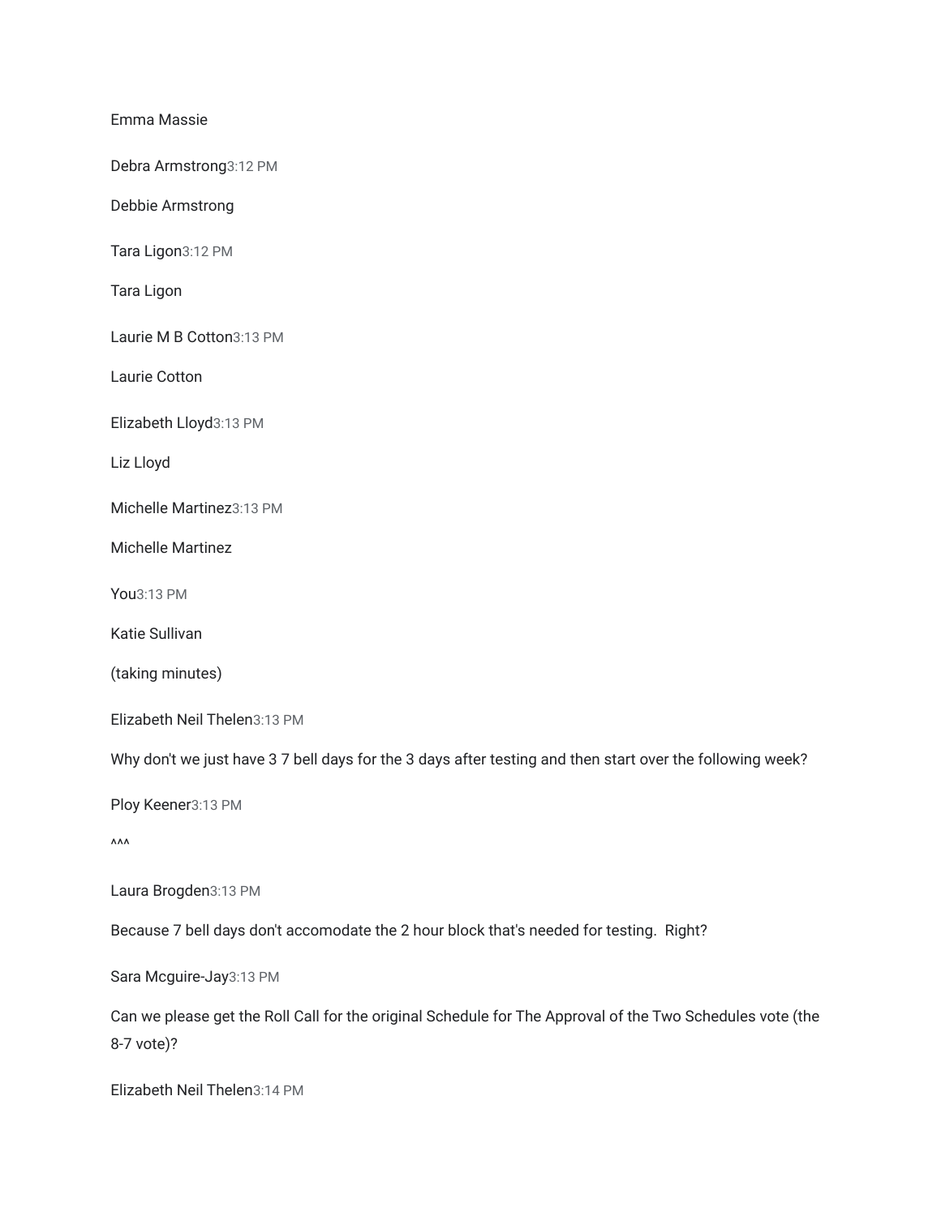Emma Massie

Debra Armstrong3:12 PM

Debbie Armstrong

Tara Ligon3:12 PM

Tara Ligon

Laurie M B Cotton3:13 PM

Laurie Cotton

Elizabeth Lloyd3:13 PM

Liz Lloyd

Michelle Martinez3:13 PM

Michelle Martinez

You3:13 PM

Katie Sullivan

(taking minutes)

Elizabeth Neil Thelen3:13 PM

Why don't we just have 3 7 bell days for the 3 days after testing and then start over the following week?

Ploy Keener3:13 PM

^^^

Laura Brogden3:13 PM

Because 7 bell days don't accomodate the 2 hour block that's needed for testing.  Right?

Sara Mcguire-Jay3:13 PM

Can we please get the Roll Call for the original Schedule for The Approval of the Two Schedules vote (the 8-7 vote)?

Elizabeth Neil Thelen3:14 PM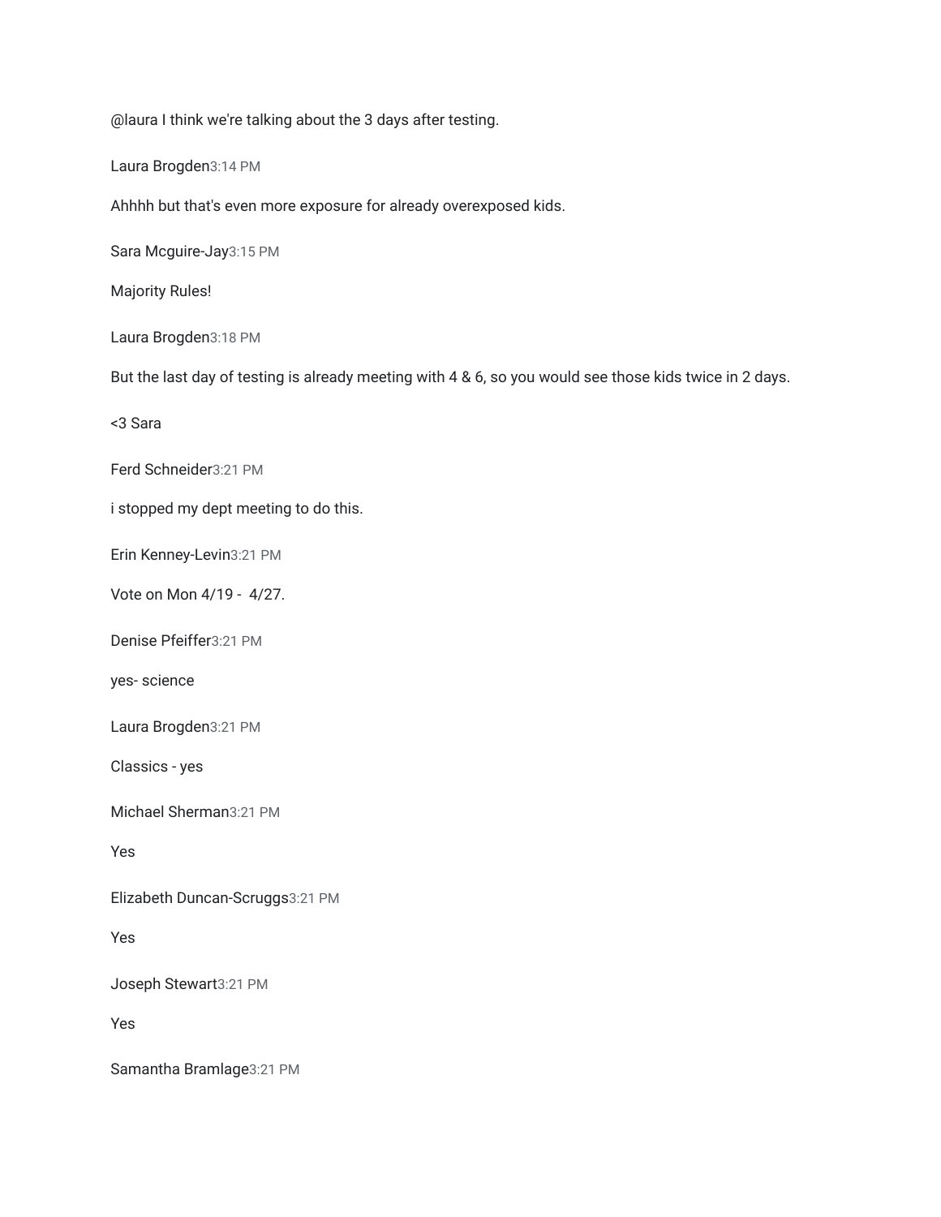@laura I think we're talking about the 3 days after testing.

Laura Brogden3:14 PM

Ahhhh but that's even more exposure for already overexposed kids.

Sara Mcguire-Jay3:15 PM

Majority Rules!

Laura Brogden3:18 PM

But the last day of testing is already meeting with 4 & 6, so you would see those kids twice in 2 days.

<3 Sara

Ferd Schneider3:21 PM

i stopped my dept meeting to do this.

Erin Kenney-Levin3:21 PM

Vote on Mon 4/19 - 4/27.

Denise Pfeiffer3:21 PM

yes- science

Laura Brogden3:21 PM

Classics - yes

Michael Sherman3:21 PM

Yes

Elizabeth Duncan-Scruggs3:21 PM

Yes

Joseph Stewart3:21 PM

Yes

Samantha Bramlage3:21 PM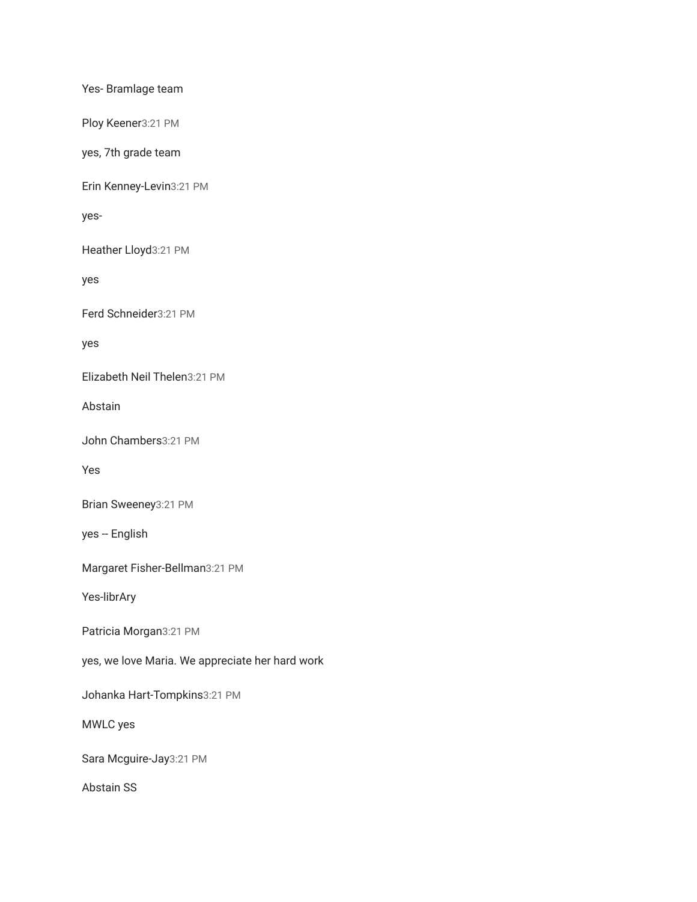Yes- Bramlage team

Ploy Keener3:21 PM

yes, 7th grade team

Erin Kenney-Levin3:21 PM

yes-

Heather Lloyd3:21 PM

yes

Ferd Schneider3:21 PM

yes

Elizabeth Neil Thelen3:21 PM

Abstain

John Chambers3:21 PM

Yes

Brian Sweeney3:21 PM

yes -- English

Margaret Fisher-Bellman3:21 PM

Yes-librAry

Patricia Morgan3:21 PM

yes, we love Maria. We appreciate her hard work

Johanka Hart-Tompkins3:21 PM

MWLC yes

Sara Mcguire-Jay3:21 PM

Abstain SS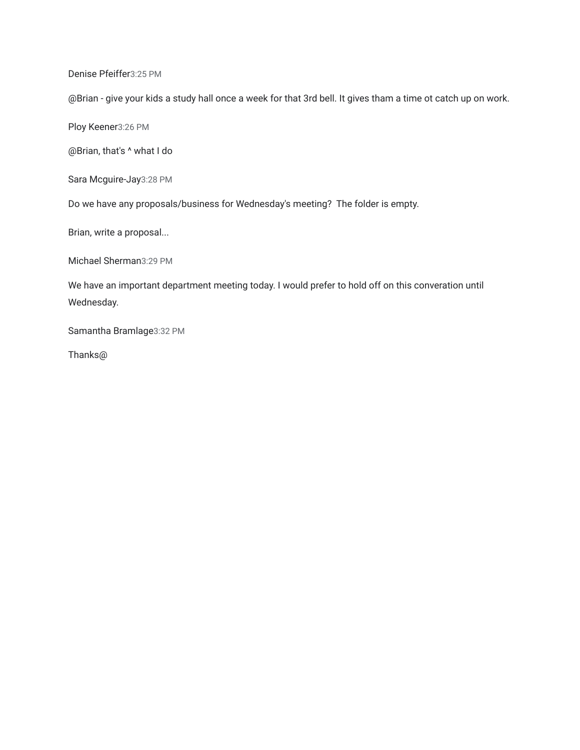Denise Pfeiffer 3:25 PM

@Brian - give your kids a study hall once a week for that 3rd bell. It gives tham a time ot catch up on work.

Ploy Keener 3:26 PM

@Brian, that's ^ what I do

Sara Mcguire-Jay 3:28 PM

Do we have any proposals/business for Wednesday's meeting?  The folder is empty.

Brian, write a proposal...

Michael Sherman 3:29 PM

We have an important department meeting today. I would prefer to hold off on this converation until Wednesday.

Samantha Bramlage 3:32 PM

Thanks@